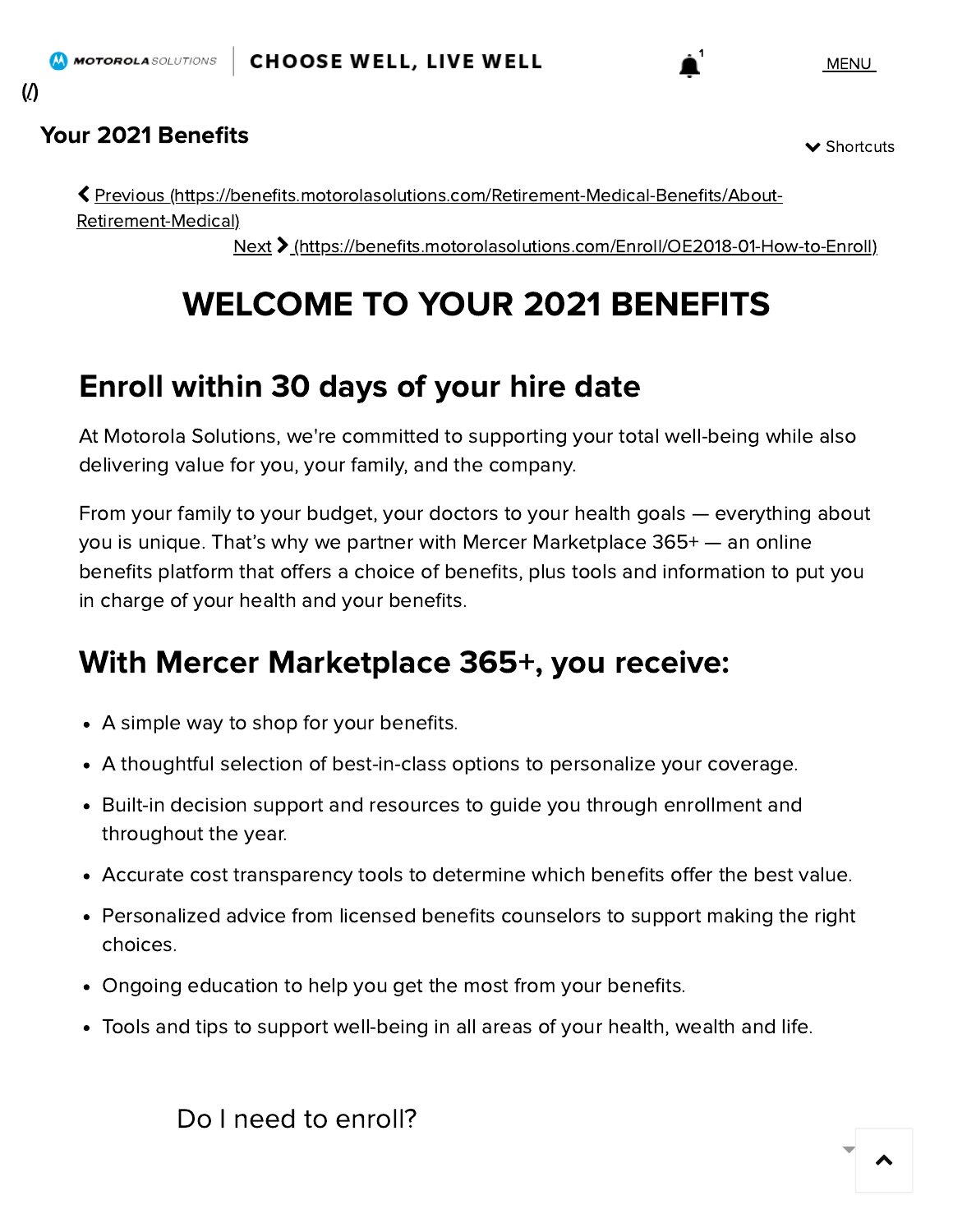MOTOROLA SOLUTIONS | CHOOSE WELL, LIVE WELL

MENU

(/)

Your 2021 Benefits

Shortcuts

Previous (https://benefits.motorolasolutions.com/Retirement-Medical-Benefits/About-Retirement-Medical)

Next (https://benefits.motorolasolutions.com/Enroll/OE2018-01-How-to-Enroll)

# WELCOME TO YOUR 2021 BENEFITS

## Enroll within 30 days of your hire date

At Motorola Solutions, we're committed to supporting your total well-being while also delivering value for you, your family, and the company.

From your family to your budget, your doctors to your health goals — everything about you is unique. That's why we partner with Mercer Marketplace 365+ — an online benefits platform that offers a choice of benefits, plus tools and information to put you in charge of your health and your benefits.

## With Mercer Marketplace 365+, you receive:

- A simple way to shop for your benefits.
- A thoughtful selection of best-in-class options to personalize your coverage.
- Built-in decision support and resources to guide you through enrollment and throughout the year.
- Accurate cost transparency tools to determine which benefits offer the best value.
- Personalized advice from licensed benefits counselors to support making the right choices.
- Ongoing education to help you get the most from your benefits.
- Tools and tips to support well-being in all areas of your health, wealth and life.

Do I need to enroll?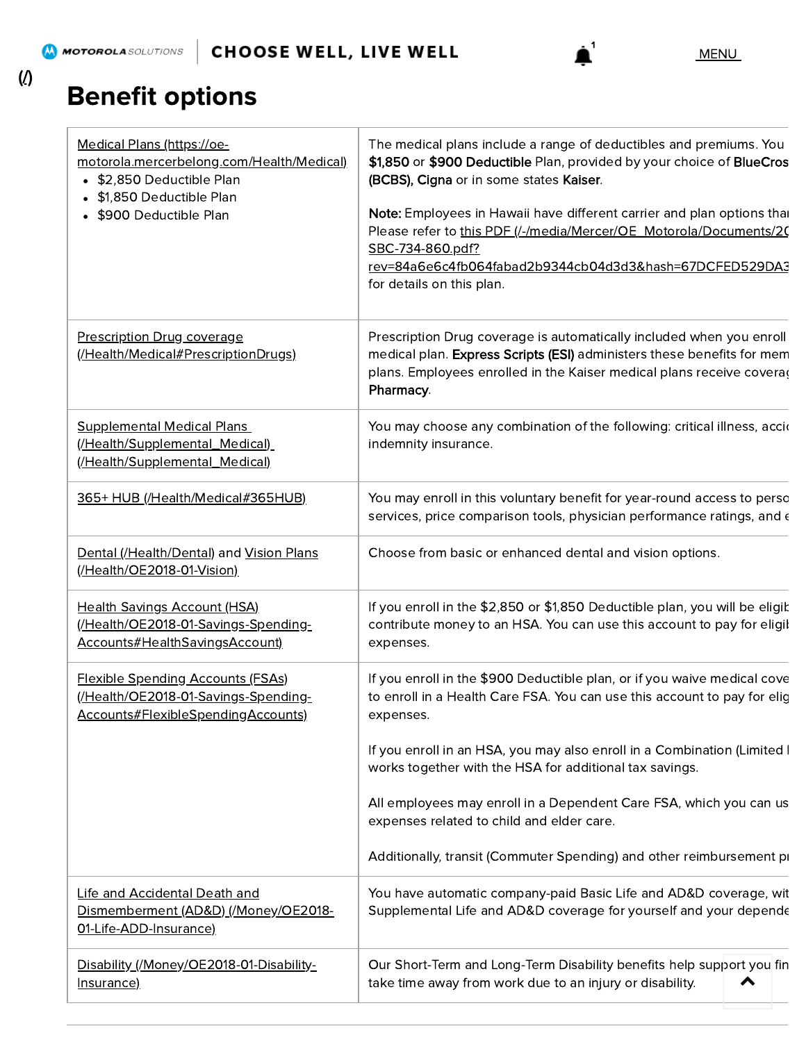# Benefit options

| | |
|---|---|
| Medical Plans (https://oe-motorola.mercerbelong.com/Health/Medical)<br>• $2,850 Deductible Plan<br>• $1,850 Deductible Plan<br>• $900 Deductible Plan | The medical plans include a range of deductibles and premiums. You **$1,850** or **$900 Deductible** Plan, provided by your choice of **BlueCros (BCBS), Cigna** or in some states **Kaiser**.<br><br>**Note:** Employees in Hawaii have different carrier and plan options thai Please refer to this PDF (/-/media/Mercer/OE_Motorola/Documents/2( SBC-734-860.pdf?rev=84a6e6c4fb064fabad2b9344cb04d3d3&hash=67DCFED529DA3 for details on this plan. |
| Prescription Drug coverage (/Health/Medical#PrescriptionDrugs) | Prescription Drug coverage is automatically included when you enroll medical plan. **Express Scripts (ESI)** administers these benefits for mem plans. Employees enrolled in the Kaiser medical plans receive coverag **Pharmacy**. |
| Supplemental Medical Plans (/Health/Supplemental_Medical) (/Health/Supplemental_Medical) | You may choose any combination of the following: critical illness, acci indemnity insurance. |
| 365+ HUB (/Health/Medical#365HUB) | You may enroll in this voluntary benefit for year-round access to perso services, price comparison tools, physician performance ratings, and e |
| Dental (/Health/Dental) and Vision Plans (/Health/OE2018-01-Vision) | Choose from basic or enhanced dental and vision options. |
| Health Savings Account (HSA) (/Health/OE2018-01-Savings-Spending-Accounts#HealthSavingsAccount) | If you enroll in the $2,850 or $1,850 Deductible plan, you will be eligib contribute money to an HSA. You can use this account to pay for eligil expenses. |
| Flexible Spending Accounts (FSAs) (/Health/OE2018-01-Savings-Spending-Accounts#FlexibleSpendingAccounts) | If you enroll in the $900 Deductible plan, or if you waive medical cove to enroll in a Health Care FSA. You can use this account to pay for elig expenses.<br><br>If you enroll in an HSA, you may also enroll in a Combination (Limited I works together with the HSA for additional tax savings.<br><br>All employees may enroll in a Dependent Care FSA, which you can us expenses related to child and elder care.<br><br>Additionally, transit (Commuter Spending) and other reimbursement pi |
| Life and Accidental Death and Dismemberment (AD&D) (/Money/OE2018-01-Life-ADD-Insurance) | You have automatic company-paid Basic Life and AD&D coverage, wit Supplemental Life and AD&D coverage for yourself and your depende |
| Disability (/Money/OE2018-01-Disability-Insurance) | Our Short-Term and Long-Term Disability benefits help support you fin take time away from work due to an injury or disability. |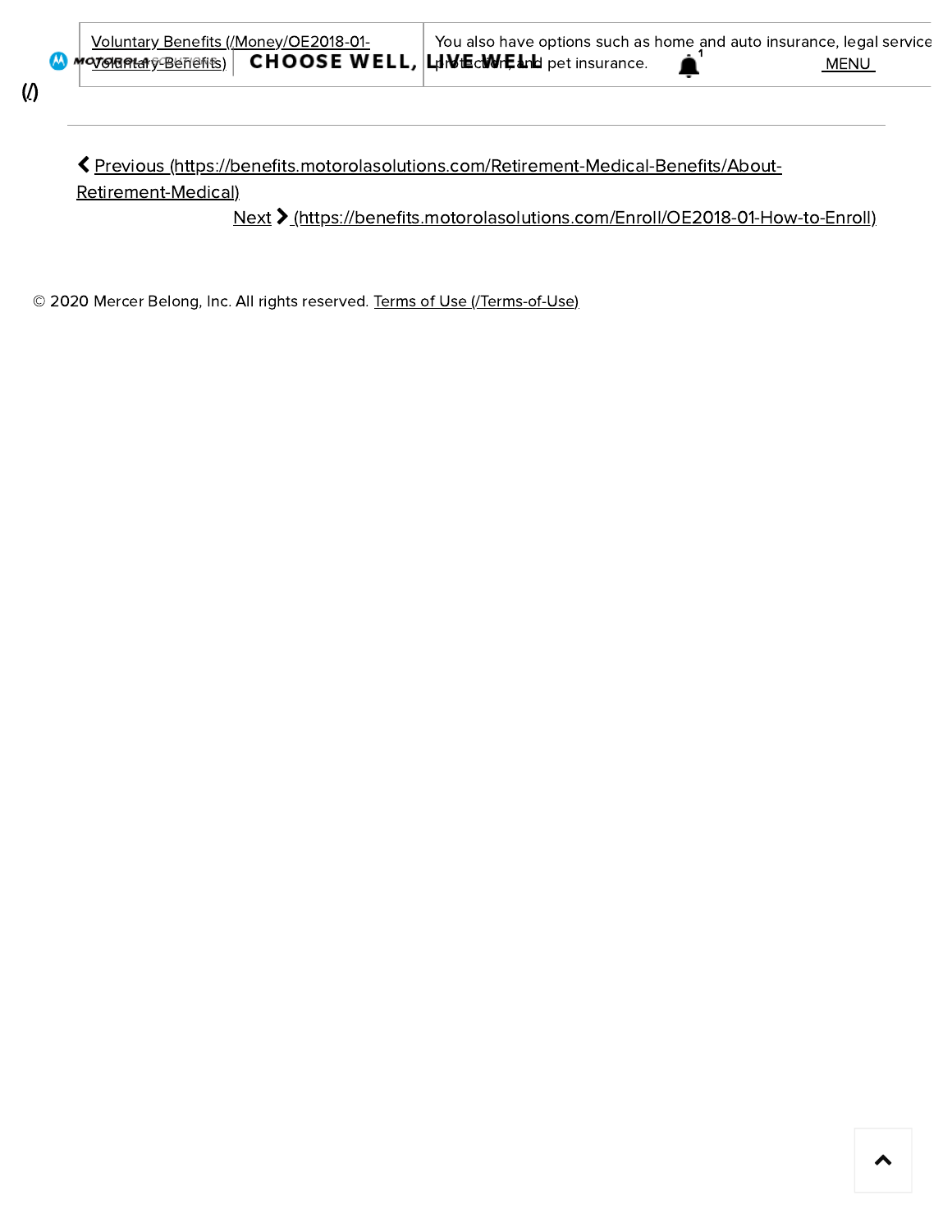| | |
|---|---|
| Voluntary Benefits (/Money/OE2018-01-Voluntary-Benefits) | You also have options such as home and auto insurance, legal service protection, and pet insurance. |

Previous (https://benefits.motorolasolutions.com/Retirement-Medical-Benefits/About-Retirement-Medical)

Next (https://benefits.motorolasolutions.com/Enroll/OE2018-01-How-to-Enroll)

© 2020 Mercer Belong, Inc. All rights reserved. Terms of Use (/Terms-of-Use)